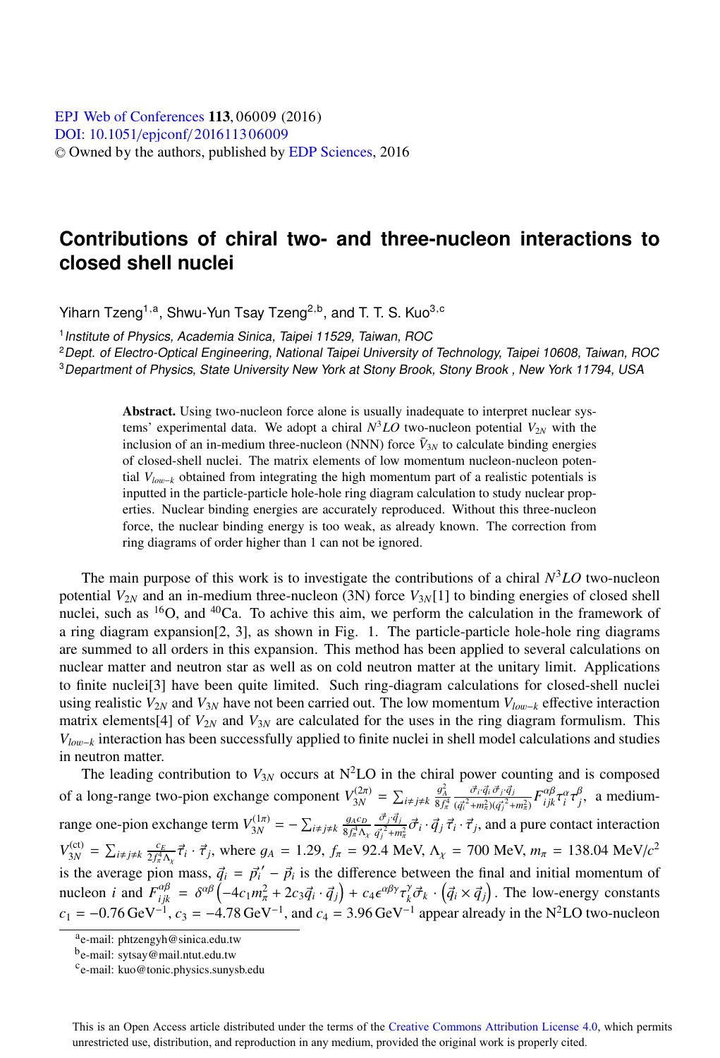EPJ Web of Conferences **113**, 06009 (2016)
DOI: 10.1051/epjconf/201611306009
© Owned by the authors, published by EDP Sciences, 2016

# Contributions of chiral two- and three-nucleon interactions to closed shell nuclei

Yiharn Tzeng[1,a], Shwu-Yun Tsay Tzeng[2,b], and T. T. S. Kuo[3,c]

[1] *Institute of Physics, Academia Sinica, Taipei 11529, Taiwan, ROC*
[2] *Dept. of Electro-Optical Engineering, National Taipei University of Technology, Taipei 10608, Taiwan, ROC*
[3] *Department of Physics, State University New York at Stony Brook, Stony Brook , New York 11794, USA*

**Abstract.** Using two-nucleon force alone is usually inadequate to interpret nuclear systems' experimental data. We adopt a chiral $N^3LO$ two-nucleon potential $V_{2N}$ with the inclusion of an in-medium three-nucleon (NNN) force $\bar{V}_{3N}$ to calculate binding energies of closed-shell nuclei. The matrix elements of low momentum nucleon-nucleon potential $V_{low-k}$ obtained from integrating the high momentum part of a realistic potentials is inputted in the particle-particle hole-hole ring diagram calculation to study nuclear properties. Nuclear binding energies are accurately reproduced. Without this three-nucleon force, the nuclear binding energy is too weak, as already known. The correction from ring diagrams of order higher than 1 can not be ignored.

The main purpose of this work is to investigate the contributions of a chiral $N^3LO$ two-nucleon potential $V_{2N}$ and an in-medium three-nucleon (3N) force $V_{3N}$[1] to binding energies of closed shell nuclei, such as $^{16}$O, and $^{40}$Ca. To achive this aim, we perform the calculation in the framework of a ring diagram expansion[2, 3], as shown in Fig. 1. The particle-particle hole-hole ring diagrams are summed to all orders in this expansion. This method has been applied to several calculations on nuclear matter and neutron star as well as on cold neutron matter at the unitary limit. Applications to finite nuclei[3] have been quite limited. Such ring-diagram calculations for closed-shell nuclei using realistic $V_{2N}$ and $V_{3N}$ have not been carried out. The low momentum $V_{low-k}$ effective interaction matrix elements[4] of $V_{2N}$ and $V_{3N}$ are calculated for the uses in the ring diagram formulism. This $V_{low-k}$ interaction has been successfully applied to finite nuclei in shell model calculations and studies in neutron matter.

The leading contribution to $V_{3N}$ occurs at N$^2$LO in the chiral power counting and is composed of a long-range two-pion exchange component $V_{3N}^{(2\pi)} = \sum_{i\neq j\neq k} \frac{g_A^2}{8f_\pi^4} \frac{\vec{\sigma}_i\cdot\vec{q}_i\,\vec{\sigma}_j\cdot\vec{q}_j}{(\vec{q}_i^{\,2}+m_\pi^2)(\vec{q}_j^{\,2}+m_\pi^2)} F_{ijk}^{\alpha\beta}\tau_i^\alpha\tau_j^\beta$, a medium-range one-pion exchange term $V_{3N}^{(1\pi)} = -\sum_{i\neq j\neq k} \frac{g_A c_D}{8f_\pi^4\Lambda_\chi} \frac{\vec{\sigma}_j\cdot\vec{q}_j}{\vec{q}_j^{\,2}+m_\pi^2}\vec{\sigma}_i\cdot\vec{q}_j\,\vec{\tau}_i\cdot\vec{\tau}_j$, and a pure contact interaction $V_{3N}^{(\rm ct)} = \sum_{i\neq j\neq k} \frac{c_E}{2f_\pi^4\Lambda_\chi}\vec{\tau}_i\cdot\vec{\tau}_j$, where $g_A = 1.29$, $f_\pi = 92.4$ MeV, $\Lambda_\chi = 700$ MeV, $m_\pi = 138.04$ MeV/$c^2$ is the average pion mass, $\vec{q}_i = \vec{p}_i^{\,\prime} - \vec{p}_i$ is the difference between the final and initial momentum of nucleon $i$ and $F_{ijk}^{\alpha\beta} = \delta^{\alpha\beta}\left(-4c_1m_\pi^2 + 2c_3\vec{q}_i\cdot\vec{q}_j\right) + c_4\epsilon^{\alpha\beta\gamma}\tau_k^\gamma\vec{\sigma}_k\cdot\left(\vec{q}_i\times\vec{q}_j\right)$. The low-energy constants $c_1 = -0.76\,\mathrm{GeV}^{-1}$, $c_3 = -4.78\,\mathrm{GeV}^{-1}$, and $c_4 = 3.96\,\mathrm{GeV}^{-1}$ appear already in the N$^2$LO two-nucleon

[a] e-mail: phtzengyh@sinica.edu.tw
[b] e-mail: sytsay@mail.ntut.edu.tw
[c] e-mail: kuo@tonic.physics.sunysb.edu

This is an Open Access article distributed under the terms of the Creative Commons Attribution License 4.0, which permits unrestricted use, distribution, and reproduction in any medium, provided the original work is properly cited.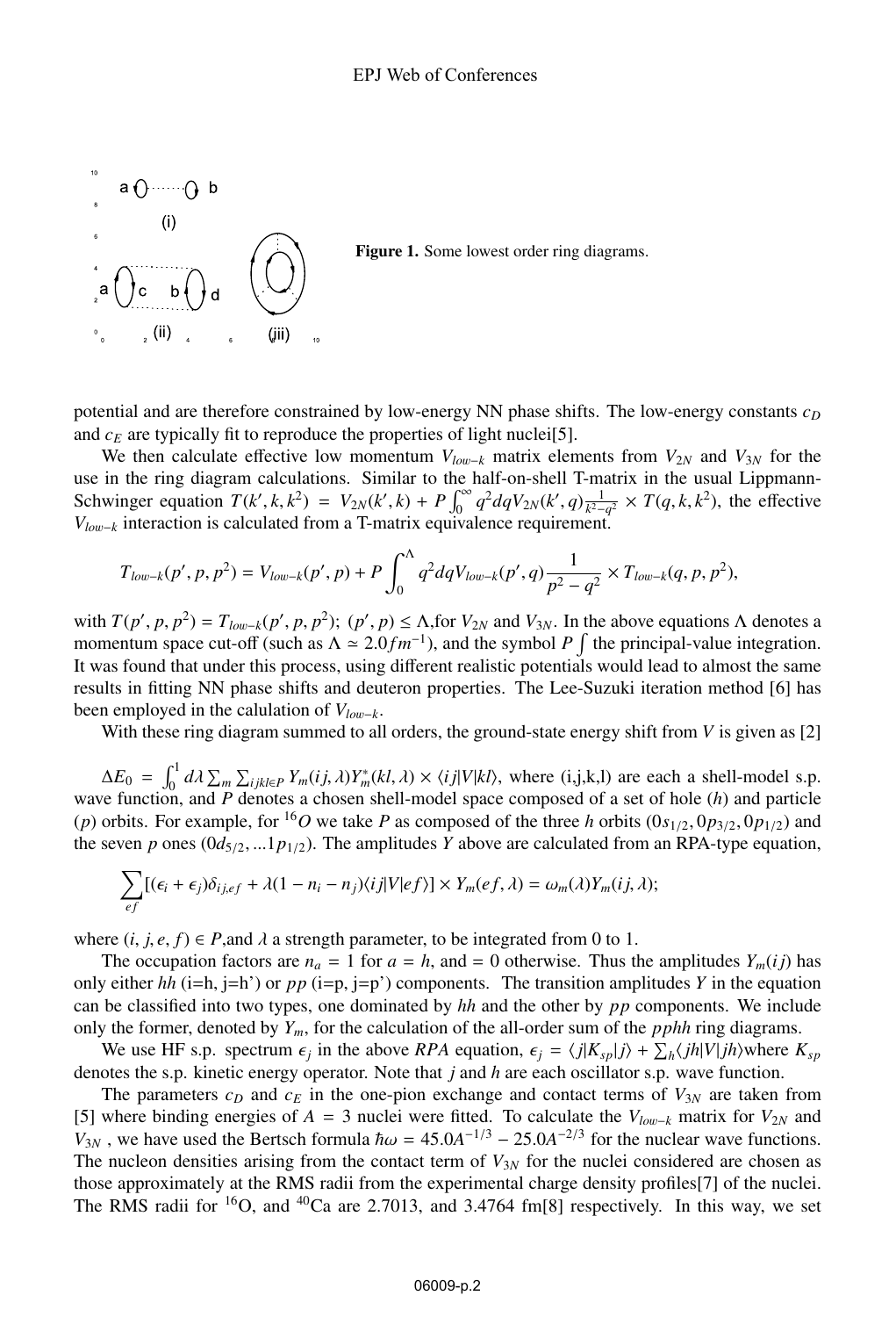Figure 1. Some lowest order ring diagrams.

potential and are therefore constrained by low-energy NN phase shifts. The low-energy constants $c_D$ and $c_E$ are typically fit to reproduce the properties of light nuclei[5].

We then calculate effective low momentum $V_{low-k}$ matrix elements from $V_{2N}$ and $V_{3N}$ for the use in the ring diagram calculations. Similar to the half-on-shell T-matrix in the usual Lippmann-Schwinger equation $T(k',k,k^2) = V_{2N}(k',k) + P\int_0^\infty q^2 dq V_{2N}(k',q)\frac{1}{k^2-q^2} \times T(q,k,k^2)$, the effective $V_{low-k}$ interaction is calculated from a T-matrix equivalence requirement.

$$T_{low-k}(p',p,p^2) = V_{low-k}(p',p) + P\int_0^\Lambda q^2 dq V_{low-k}(p',q)\frac{1}{p^2-q^2} \times T_{low-k}(q,p,p^2),$$

with $T(p',p,p^2) = T_{low-k}(p',p,p^2)$; $(p',p) \leq \Lambda$,for $V_{2N}$ and $V_{3N}$. In the above equations $\Lambda$ denotes a momentum space cut-off (such as $\Lambda \simeq 2.0 fm^{-1}$), and the symbol $P\int$ the principal-value integration. It was found that under this process, using different realistic potentials would lead to almost the same results in fitting NN phase shifts and deuteron properties. The Lee-Suzuki iteration method [6] has been employed in the calulation of $V_{low-k}$.

With these ring diagram summed to all orders, the ground-state energy shift from $V$ is given as [2]

$\Delta E_0 = \int_0^1 d\lambda \sum_m \sum_{ijkl\in P} Y_m(ij,\lambda) Y_m^*(kl,\lambda) \times \langle ij|V|kl\rangle$, where (i,j,k,l) are each a shell-model s.p. wave function, and $P$ denotes a chosen shell-model space composed of a set of hole ($h$) and particle ($p$) orbits. For example, for $^{16}O$ we take $P$ as composed of the three $h$ orbits ($0s_{1/2}, 0p_{3/2}, 0p_{1/2}$) and the seven $p$ ones ($0d_{5/2}, ...1p_{1/2}$). The amplitudes $Y$ above are calculated from an RPA-type equation,

$$\sum_{ef}[(\epsilon_i + \epsilon_j)\delta_{ij,ef} + \lambda(1 - n_i - n_j)\langle ij|V|ef\rangle] \times Y_m(ef,\lambda) = \omega_m(\lambda) Y_m(ij,\lambda);$$

where $(i,j,e,f) \in P$,and $\lambda$ a strength parameter, to be integrated from 0 to 1.

The occupation factors are $n_a = 1$ for $a = h$, and $= 0$ otherwise. Thus the amplitudes $Y_m(ij)$ has only either $hh$ (i=h, j=h') or $pp$ (i=p, j=p') components. The transition amplitudes $Y$ in the equation can be classified into two types, one dominated by $hh$ and the other by $pp$ components. We include only the former, denoted by $Y_m$, for the calculation of the all-order sum of the $pphh$ ring diagrams.

We use HF s.p. spectrum $\epsilon_j$ in the above *RPA* equation, $\epsilon_j = \langle j|K_{sp}|j\rangle + \sum_h \langle jh|V|jh\rangle$where $K_{sp}$ denotes the s.p. kinetic energy operator. Note that $j$ and $h$ are each oscillator s.p. wave function.

The parameters $c_D$ and $c_E$ in the one-pion exchange and contact terms of $V_{3N}$ are taken from [5] where binding energies of $A = 3$ nuclei were fitted. To calculate the $V_{low-k}$ matrix for $V_{2N}$ and $V_{3N}$ , we have used the Bertsch formula $\hbar\omega = 45.0A^{-1/3} - 25.0A^{-2/3}$ for the nuclear wave functions. The nucleon densities arising from the contact term of $V_{3N}$ for the nuclei considered are chosen as those approximately at the RMS radii from the experimental charge density profiles[7] of the nuclei. The RMS radii for $^{16}$O, and $^{40}$Ca are 2.7013, and 3.4764 fm[8] respectively. In this way, we set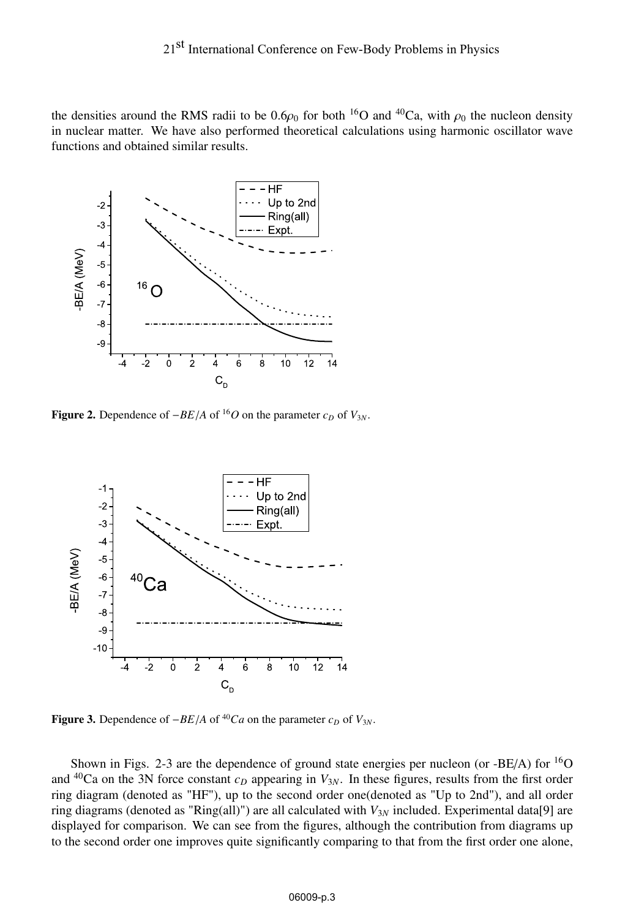the densities around the RMS radii to be $0.6\rho_0$ for both $^{16}$O and $^{40}$Ca, with $\rho_0$ the nucleon density in nuclear matter. We have also performed theoretical calculations using harmonic oscillator wave functions and obtained similar results.

**Figure 2.** Dependence of $-BE/A$ of $^{16}O$ on the parameter $c_D$ of $V_{3N}$.

**Figure 3.** Dependence of $-BE/A$ of $^{40}Ca$ on the parameter $c_D$ of $V_{3N}$.

Shown in Figs. 2-3 are the dependence of ground state energies per nucleon (or -BE/A) for $^{16}$O and $^{40}$Ca on the 3N force constant $c_D$ appearing in $V_{3N}$. In these figures, results from the first order ring diagram (denoted as "HF"), up to the second order one(denoted as "Up to 2nd"), and all order ring diagrams (denoted as "Ring(all)") are all calculated with $V_{3N}$ included. Experimental data[9] are displayed for comparison. We can see from the figures, although the contribution from diagrams up to the second order one improves quite significantly comparing to that from the first order one alone,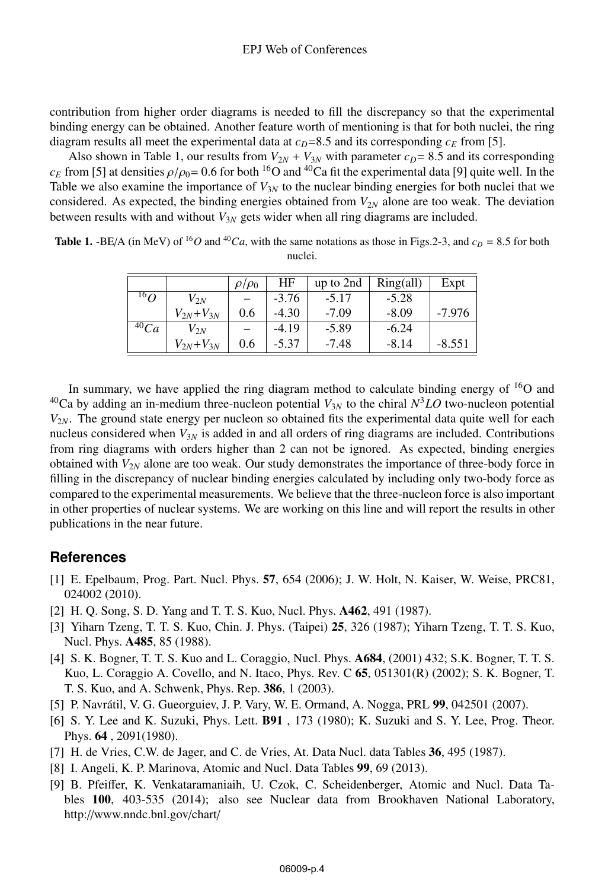contribution from higher order diagrams is needed to fill the discrepancy so that the experimental binding energy can be obtained. Another feature worth of mentioning is that for both nuclei, the ring diagram results all meet the experimental data at $c_D$=8.5 and its corresponding $c_E$ from [5].

Also shown in Table 1, our results from $V_{2N}$ + $V_{3N}$ with parameter $c_D$= 8.5 and its corresponding $c_E$ from [5] at densities $\rho/\rho_0$= 0.6 for both $^{16}$O and $^{40}$Ca fit the experimental data [9] quite well. In the Table we also examine the importance of $V_{3N}$ to the nuclear binding energies for both nuclei that we considered. As expected, the binding energies obtained from $V_{2N}$ alone are too weak. The deviation between results with and without $V_{3N}$ gets wider when all ring diagrams are included.

**Table 1.** -BE/A (in MeV) of $^{16}O$ and $^{40}Ca$, with the same notations as those in Figs.2-3, and $c_D$ = 8.5 for both nuclei.

| | | $\rho/\rho_0$ | HF | up to 2nd | Ring(all) | Expt |
|---|---|---|---|---|---|---|
| $^{16}O$ | $V_{2N}$ | – | -3.76 | -5.17 | -5.28 | |
| | $V_{2N}$+$V_{3N}$ | 0.6 | -4.30 | -7.09 | -8.09 | -7.976 |
| $^{40}Ca$ | $V_{2N}$ | – | -4.19 | -5.89 | -6.24 | |
| | $V_{2N}$+$V_{3N}$ | 0.6 | -5.37 | -7.48 | -8.14 | -8.551 |

In summary, we have applied the ring diagram method to calculate binding energy of $^{16}$O and $^{40}$Ca by adding an in-medium three-nucleon potential $V_{3N}$ to the chiral $N^3LO$ two-nucleon potential $V_{2N}$. The ground state energy per nucleon so obtained fits the experimental data quite well for each nucleus considered when $V_{3N}$ is added in and all orders of ring diagrams are included. Contributions from ring diagrams with orders higher than 2 can not be ignored. As expected, binding energies obtained with $V_{2N}$ alone are too weak. Our study demonstrates the importance of three-body force in filling in the discrepancy of nuclear binding energies calculated by including only two-body force as compared to the experimental measurements. We believe that the three-nucleon force is also important in other properties of nuclear systems. We are working on this line and will report the results in other publications in the near future.

## References

[1] E. Epelbaum, Prog. Part. Nucl. Phys. **57**, 654 (2006); J. W. Holt, N. Kaiser, W. Weise, PRC81, 024002 (2010).

[2] H. Q. Song, S. D. Yang and T. T. S. Kuo, Nucl. Phys. **A462**, 491 (1987).

[3] Yiharn Tzeng, T. T. S. Kuo, Chin. J. Phys. (Taipei) **25**, 326 (1987); Yiharn Tzeng, T. T. S. Kuo, Nucl. Phys. **A485**, 85 (1988).

[4] S. K. Bogner, T. T. S. Kuo and L. Coraggio, Nucl. Phys. **A684**, (2001) 432; S.K. Bogner, T. T. S. Kuo, L. Coraggio A. Covello, and N. Itaco, Phys. Rev. C **65**, 051301(R) (2002); S. K. Bogner, T. T. S. Kuo, and A. Schwenk, Phys. Rep. **386**, 1 (2003).

[5] P. Navrátil, V. G. Gueorguiev, J. P. Vary, W. E. Ormand, A. Nogga, PRL **99**, 042501 (2007).

[6] S. Y. Lee and K. Suzuki, Phys. Lett. **B91** , 173 (1980); K. Suzuki and S. Y. Lee, Prog. Theor. Phys. **64** , 2091(1980).

[7] H. de Vries, C.W. de Jager, and C. de Vries, At. Data Nucl. data Tables **36**, 495 (1987).

[8] I. Angeli, K. P. Marinova, Atomic and Nucl. Data Tables **99**, 69 (2013).

[9] B. Pfeiffer, K. Venkataramaniaih, U. Czok, C. Scheidenberger, Atomic and Nucl. Data Tables **100**, 403-535 (2014); also see Nuclear data from Brookhaven National Laboratory, http://www.nndc.bnl.gov/chart/